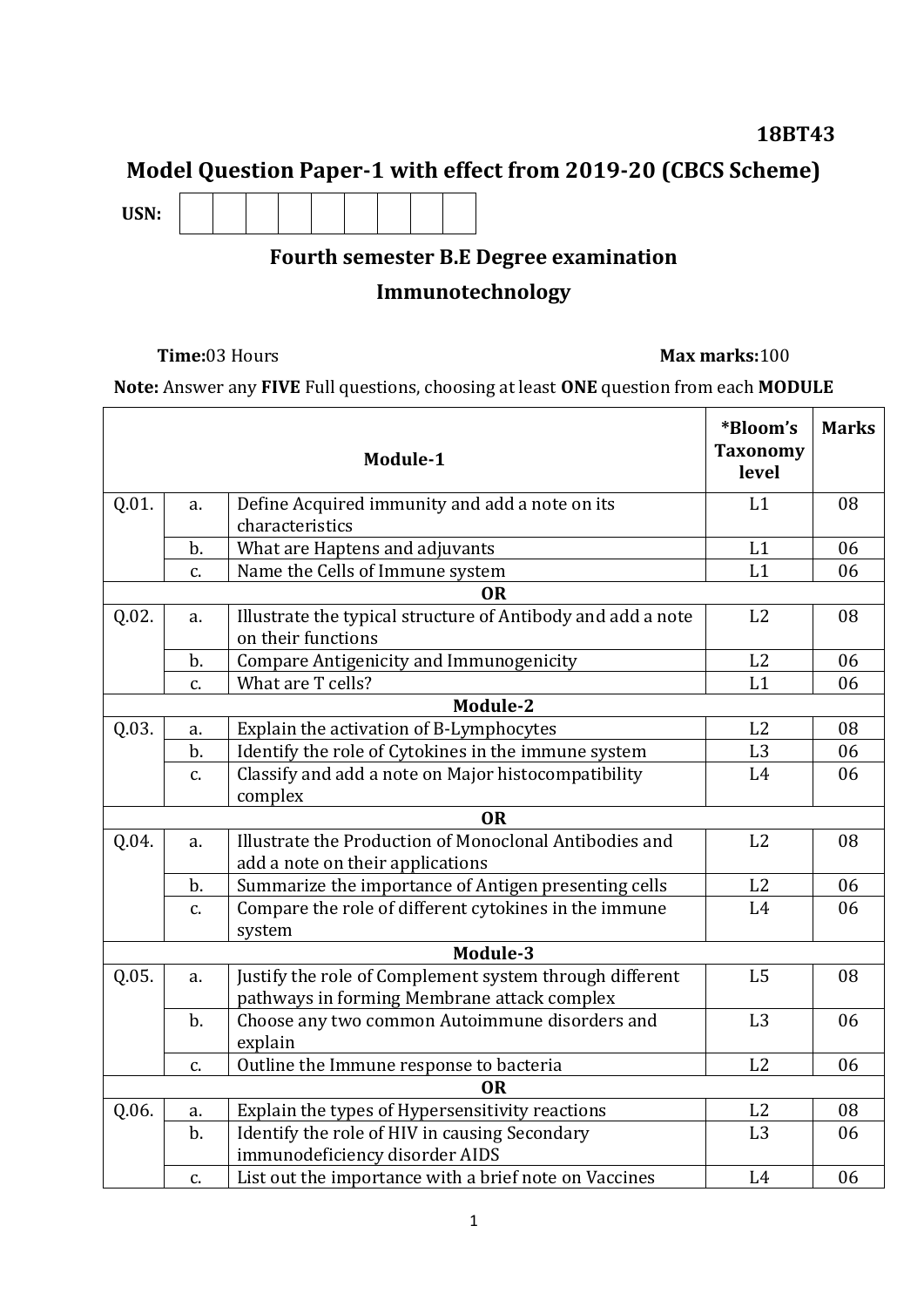**18BT43**

# Model Question Paper-1 with effect from 2019-20 (CBCS Scheme)

**USN:** | | | | | | | | | |

## Fourth semester B.E Degree examination

## Immunotechnology

**Time:** 03 Hours **Max marks:** 100

**Note:** Answer any **FIVE** Full questions, choosing at least **ONE** question from each **MODULE**

| | | **Module-1** | ***Bloom's Taxonomy level** | **Marks** |
|---|---|---|---|---|
| Q.01. | a. | Define Acquired immunity and add a note on its characteristics | L1 | 08 |
| | b. | What are Haptens and adjuvants | L1 | 06 |
| | c. | Name the Cells of Immune system | L1 | 06 |
| | | **OR** | | |
| Q.02. | a. | Illustrate the typical structure of Antibody and add a note on their functions | L2 | 08 |
| | b. | Compare Antigenicity and Immunogenicity | L2 | 06 |
| | c. | What are T cells? | L1 | 06 |
| | | **Module-2** | | |
| Q.03. | a. | Explain the activation of B-Lymphocytes | L2 | 08 |
| | b. | Identify the role of Cytokines in the immune system | L3 | 06 |
| | c. | Classify and add a note on Major histocompatibility complex | L4 | 06 |
| | | **OR** | | |
| Q.04. | a. | Illustrate the Production of Monoclonal Antibodies and add a note on their applications | L2 | 08 |
| | b. | Summarize the importance of Antigen presenting cells | L2 | 06 |
| | c. | Compare the role of different cytokines in the immune system | L4 | 06 |
| | | **Module-3** | | |
| Q.05. | a. | Justify the role of Complement system through different pathways in forming Membrane attack complex | L5 | 08 |
| | b. | Choose any two common Autoimmune disorders and explain | L3 | 06 |
| | c. | Outline the Immune response to bacteria | L2 | 06 |
| | | **OR** | | |
| Q.06. | a. | Explain the types of Hypersensitivity reactions | L2 | 08 |
| | b. | Identify the role of HIV in causing Secondary immunodeficiency disorder AIDS | L3 | 06 |
| | c. | List out the importance with a brief note on Vaccines | L4 | 06 |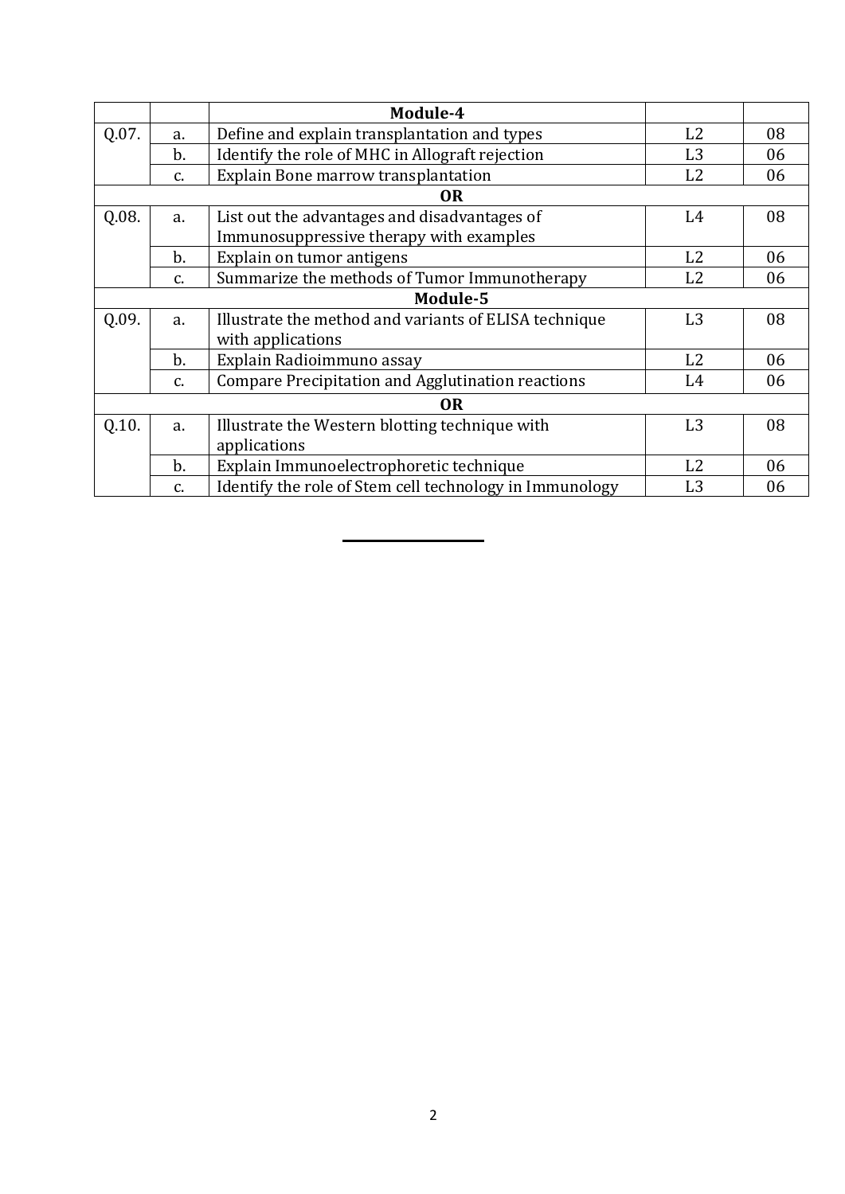| | | | | |
|---|---|---|---|---|
| | | **Module-4** | | |
| Q.07. | a. | Define and explain transplantation and types | L2 | 08 |
| | b. | Identify the role of MHC in Allograft rejection | L3 | 06 |
| | c. | Explain Bone marrow transplantation | L2 | 06 |
| | | **OR** | | |
| Q.08. | a. | List out the advantages and disadvantages of Immunosuppressive therapy with examples | L4 | 08 |
| | b. | Explain on tumor antigens | L2 | 06 |
| | c. | Summarize the methods of Tumor Immunotherapy | L2 | 06 |
| | | **Module-5** | | |
| Q.09. | a. | Illustrate the method and variants of ELISA technique with applications | L3 | 08 |
| | b. | Explain Radioimmuno assay | L2 | 06 |
| | c. | Compare Precipitation and Agglutination reactions | L4 | 06 |
| | | **OR** | | |
| Q.10. | a. | Illustrate the Western blotting technique with applications | L3 | 08 |
| | b. | Explain Immunoelectrophoretic technique | L2 | 06 |
| | c. | Identify the role of Stem cell technology in Immunology | L3 | 06 |